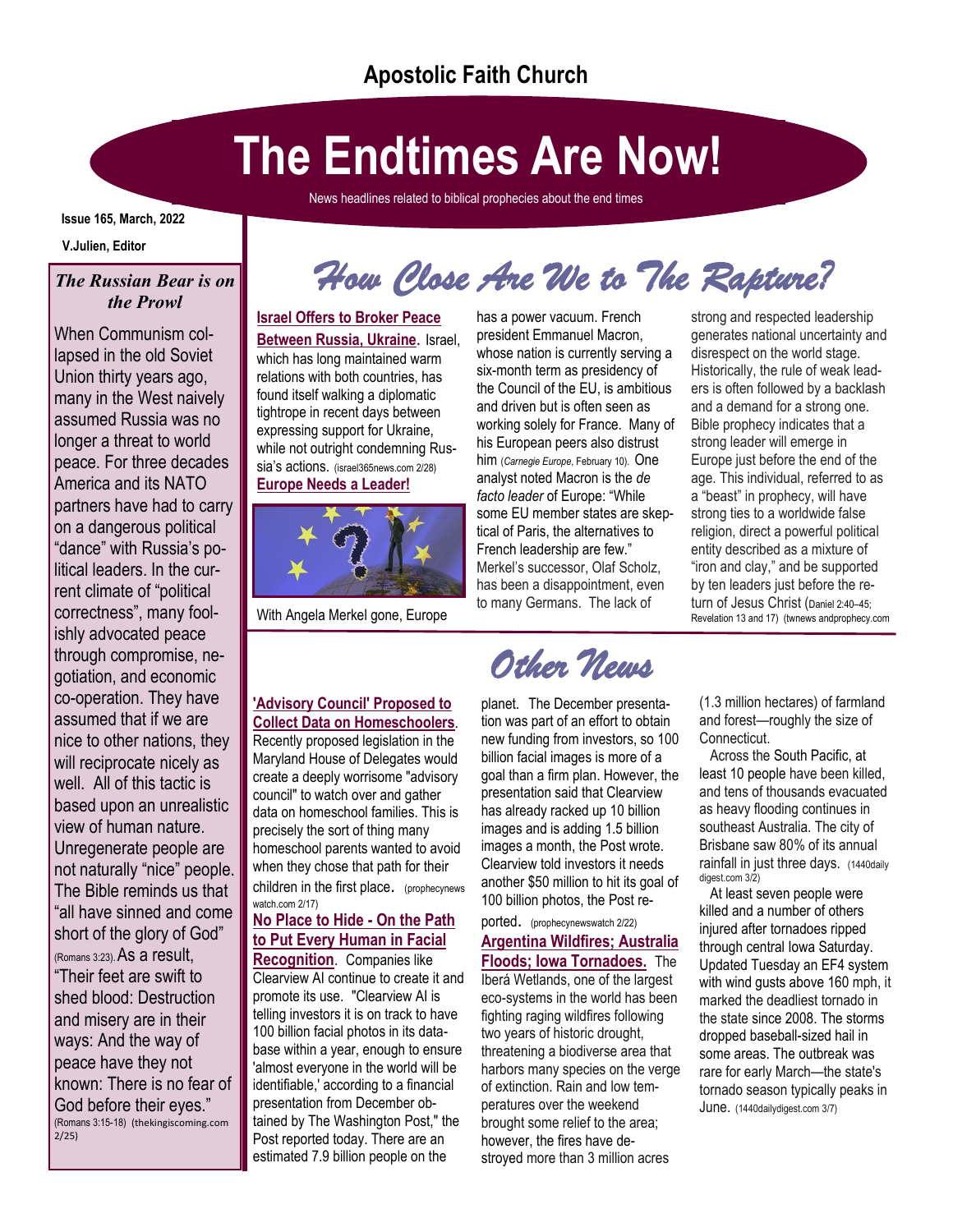Apostolic Faith Church

# The Endtimes Are Now!

News headlines related to biblical prophecies about the end times

**Issue 165, March, 2022**

**V.Julien, Editor**

### *The Russian Bear is on the Prowl*

When Communism collapsed in the old Soviet Union thirty years ago, many in the West naively assumed Russia was no longer a threat to world peace. For three decades America and its NATO partners have had to carry on a dangerous political "dance" with Russia's political leaders. In the current climate of "political correctness", many foolishly advocated peace through compromise, negotiation, and economic co-operation. They have assumed that if we are nice to other nations, they will reciprocate nicely as well. All of this tactic is based upon an unrealistic view of human nature. Unregenerate people are not naturally "nice" people. The Bible reminds us that "all have sinned and come short of the glory of God" (Romans 3:23). As a result, "Their feet are swift to shed blood: Destruction and misery are in their ways: And the way of peace have they not known: There is no fear of God before their eyes." (Romans 3:15-18) (thekingiscoming.com 2/25)

## *How Close Are We to The Rapture?*

**Israel Offers to Broker Peace Between Russia, Ukraine.** Israel, which has long maintained warm relations with both countries, has found itself walking a diplomatic tightrope in recent days between expressing support for Ukraine, while not outright condemning Russia's actions. (israel365news.com 2/28)

**Europe Needs a Leader!**

With Angela Merkel gone, Europe has a power vacuum. French president Emmanuel Macron, whose nation is currently serving a six-month term as presidency of the Council of the EU, is ambitious and driven but is often seen as working solely for France. Many of his European peers also distrust him (*Carnegie Europe*, February 10). One analyst noted Macron is the *de facto leader* of Europe: "While some EU member states are skeptical of Paris, the alternatives to French leadership are few." Merkel's successor, Olaf Scholz, has been a disappointment, even to many Germans. The lack of strong and respected leadership generates national uncertainty and disrespect on the world stage. Historically, the rule of weak leaders is often followed by a backlash and a demand for a strong one. Bible prophecy indicates that a strong leader will emerge in Europe just before the end of the age. This individual, referred to as a "beast" in prophecy, will have strong ties to a worldwide false religion, direct a powerful political entity described as a mixture of "iron and clay," and be supported by ten leaders just before the return of Jesus Christ (Daniel 2:40–45; Revelation 13 and 17) (twnews andprophecy.com

## *Other News*

**'Advisory Council' Proposed to Collect Data on Homeschoolers**. Recently proposed legislation in the Maryland House of Delegates would create a deeply worrisome "advisory council" to watch over and gather data on homeschool families. This is precisely the sort of thing many homeschool parents wanted to avoid when they chose that path for their children in the first place. (prophecynews watch.com 2/17)

**No Place to Hide - On the Path to Put Every Human in Facial Recognition**. Companies like Clearview AI continue to create it and promote its use. "Clearview AI is telling investors it is on track to have 100 billion facial photos in its database within a year, enough to ensure 'almost everyone in the world will be identifiable,' according to a financial presentation from December obtained by The Washington Post," the Post reported today. There are an estimated 7.9 billion people on the planet. The December presentation was part of an effort to obtain new funding from investors, so 100 billion facial images is more of a goal than a firm plan. However, the presentation said that Clearview has already racked up 10 billion images and is adding 1.5 billion images a month, the Post wrote. Clearview told investors it needs another $50 million to hit its goal of 100 billion photos, the Post reported. (prophecynewswatch 2/22)

**Argentina Wildfires; Australia Floods; Iowa Tornadoes.** The Iberá Wetlands, one of the largest eco-systems in the world has been fighting raging wildfires following two years of historic drought, threatening a biodiverse area that harbors many species on the verge of extinction. Rain and low temperatures over the weekend brought some relief to the area; however, the fires have destroyed more than 3 million acres (1.3 million hectares) of farmland and forest—roughly the size of Connecticut.

Across the South Pacific, at least 10 people have been killed, and tens of thousands evacuated as heavy flooding continues in southeast Australia. The city of Brisbane saw 80% of its annual rainfall in just three days. (1440daily digest.com 3/2)

At least seven people were killed and a number of others injured after tornadoes ripped through central Iowa Saturday. Updated Tuesday an EF4 system with wind gusts above 160 mph, it marked the deadliest tornado in the state since 2008. The storms dropped baseball-sized hail in some areas. The outbreak was rare for early March—the state's tornado season typically peaks in June. (1440dailydigest.com 3/7)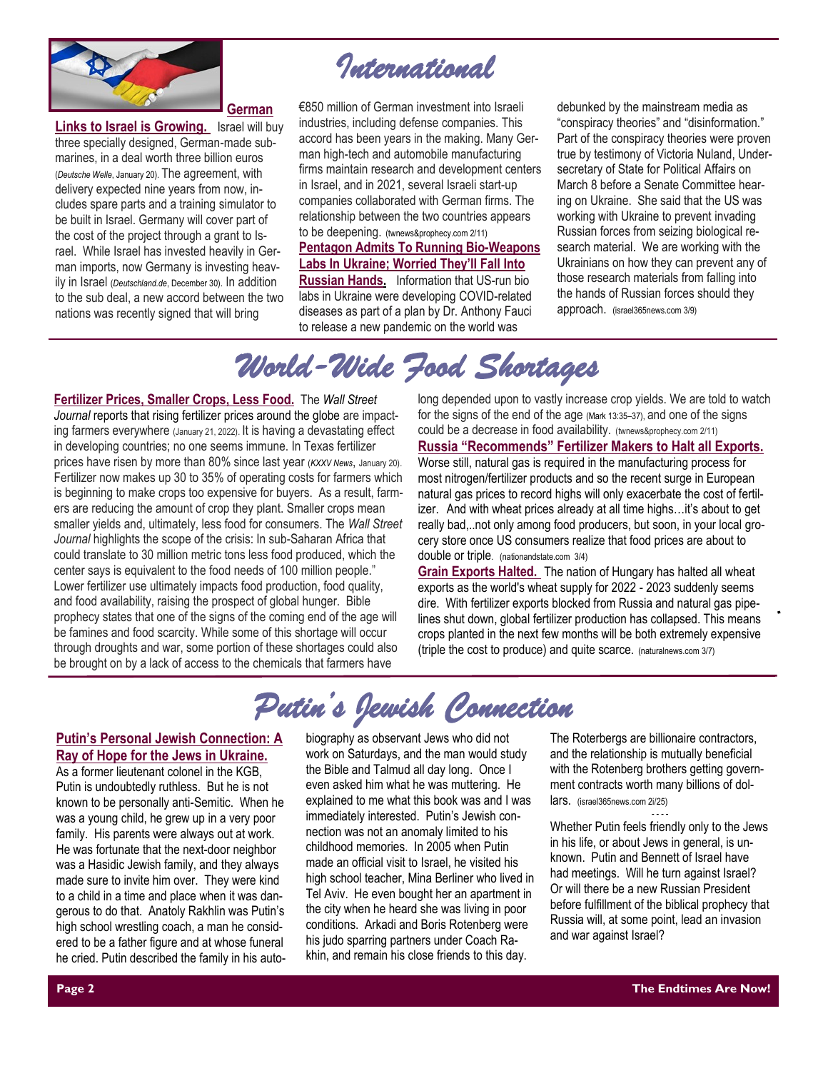# International

**German Links to Israel is Growing.** Israel will buy three specially designed, German-made submarines, in a deal worth three billion euros (*Deutsche Welle*, January 20). The agreement, with delivery expected nine years from now, includes spare parts and a training simulator to be built in Israel. Germany will cover part of the cost of the project through a grant to Israel. While Israel has invested heavily in German imports, now Germany is investing heavily in Israel (*Deutschland.de*, December 30). In addition to the sub deal, a new accord between the two nations was recently signed that will bring €850 million of German investment into Israeli industries, including defense companies. This accord has been years in the making. Many German high-tech and automobile manufacturing firms maintain research and development centers in Israel, and in 2021, several Israeli start-up companies collaborated with German firms. The relationship between the two countries appears to be deepening. (twnews&prophecy.com 2/11)

**Pentagon Admits To Running Bio-Weapons Labs In Ukraine; Worried They'll Fall Into Russian Hands.** Information that US-run bio labs in Ukraine were developing COVID-related diseases as part of a plan by Dr. Anthony Fauci to release a new pandemic on the world was debunked by the mainstream media as "conspiracy theories" and "disinformation." Part of the conspiracy theories were proven true by testimony of Victoria Nuland, Undersecretary of State for Political Affairs on March 8 before a Senate Committee hearing on Ukraine. She said that the US was working with Ukraine to prevent invading Russian forces from seizing biological research material. We are working with the Ukrainians on how they can prevent any of those research materials from falling into the hands of Russian forces should they approach. (israel365news.com 3/9)

# World-Wide Food Shortages

**Fertilizer Prices, Smaller Crops, Less Food.** The *Wall Street Journal* reports that rising fertilizer prices around the globe are impacting farmers everywhere (January 21, 2022). It is having a devastating effect in developing countries; no one seems immune. In Texas fertilizer prices have risen by more than 80% since last year (*KXXV News*, January 20). Fertilizer now makes up 30 to 35% of operating costs for farmers which is beginning to make crops too expensive for buyers. As a result, farmers are reducing the amount of crop they plant. Smaller crops mean smaller yields and, ultimately, less food for consumers. The *Wall Street Journal* highlights the scope of the crisis: In sub-Saharan Africa that could translate to 30 million metric tons less food produced, which the center says is equivalent to the food needs of 100 million people." Lower fertilizer use ultimately impacts food production, food quality, and food availability, raising the prospect of global hunger. Bible prophecy states that one of the signs of the coming end of the age will be famines and food scarcity. While some of this shortage will occur through droughts and war, some portion of these shortages could also be brought on by a lack of access to the chemicals that farmers have long depended upon to vastly increase crop yields. We are told to watch for the signs of the end of the age (Mark 13:35–37), and one of the signs could be a decrease in food availability. (twnews&prophecy.com 2/11)

**Russia "Recommends" Fertilizer Makers to Halt all Exports.** Worse still, natural gas is required in the manufacturing process for most nitrogen/fertilizer products and so the recent surge in European natural gas prices to record highs will only exacerbate the cost of fertilizer. And with wheat prices already at all time highs…it's about to get really bad,..not only among food producers, but soon, in your local grocery store once US consumers realize that food prices are about to double or triple. (nationandstate.com 3/4)

**Grain Exports Halted.** The nation of Hungary has halted all wheat exports as the world's wheat supply for 2022 - 2023 suddenly seems dire. With fertilizer exports blocked from Russia and natural gas pipelines shut down, global fertilizer production has collapsed. This means crops planted in the next few months will be both extremely expensive (triple the cost to produce) and quite scarce. (naturalnews.com 3/7)

# Putin's Jewish Connection

**Putin's Personal Jewish Connection: A Ray of Hope for the Jews in Ukraine.** As a former lieutenant colonel in the KGB, Putin is undoubtedly ruthless. But he is not known to be personally anti-Semitic. When he was a young child, he grew up in a very poor family. His parents were always out at work. He was fortunate that the next-door neighbor was a Hasidic Jewish family, and they always made sure to invite him over. They were kind to a child in a time and place when it was dangerous to do that. Anatoly Rakhlin was Putin's high school wrestling coach, a man he considered to be a father figure and at whose funeral he cried. Putin described the family in his autobiography as observant Jews who did not work on Saturdays, and the man would study the Bible and Talmud all day long. Once I even asked him what he was muttering. He explained to me what this book was and I was immediately interested. Putin's Jewish connection was not an anomaly limited to his childhood memories. In 2005 when Putin made an official visit to Israel, he visited his high school teacher, Mina Berliner who lived in Tel Aviv. He even bought her an apartment in the city when he heard she was living in poor conditions. Arkadi and Boris Rotenberg were his judo sparring partners under Coach Rakhin, and remain his close friends to this day. The Roterbergs are billionaire contractors, and the relationship is mutually beneficial with the Rotenberg brothers getting government contracts worth many billions of dollars. (israel365news.com 2i/25)

- - - -

Whether Putin feels friendly only to the Jews in his life, or about Jews in general, is unknown. Putin and Bennett of Israel have had meetings. Will he turn against Israel? Or will there be a new Russian President before fulfillment of the biblical prophecy that Russia will, at some point, lead an invasion and war against Israel?